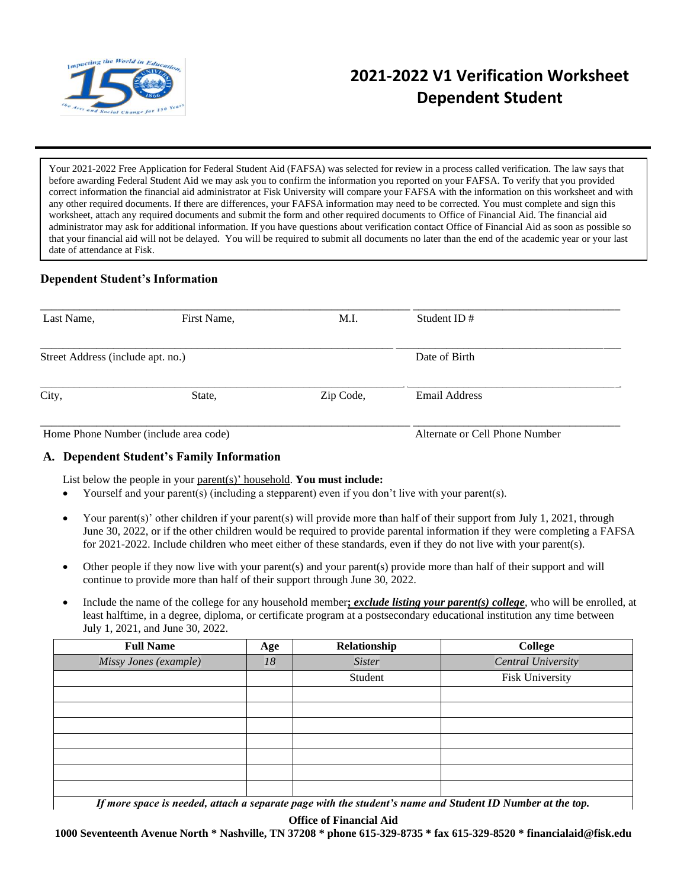# 2021-2022 V1 Verification Worksheet Dependent Student

Your 2021-2022 Free Application for Federal Student Aid (FAFSA) was selected for review in a process called verification. The law says that before awarding Federal Student Aid we may ask you to confirm the information you reported on your FAFSA. To verify that you provided correct information the financial aid administrator at Fisk University will compare your FAFSA with the information on this worksheet and with any other required documents. If there are differences, your FAFSA information may need to be corrected. You must complete and sign this worksheet, attach any required documents and submit the form and other required documents to Office of Financial Aid. The financial aid administrator may ask for additional information. If you have questions about verification contact Office of Financial Aid as soon as possible so that your financial aid will not be delayed. You will be required to submit all documents no later than the end of the academic year or your last date of attendance at Fisk.

## Dependent Student's Information

Last Name, First Name, M.I. ____________________ Student ID # ____________________

Street Address (include apt. no.) ____________________ Date of Birth ____________________

City, State, Zip Code, ____________________ Email Address ____________________

Home Phone Number (include area code) ____________________ Alternate or Cell Phone Number ____________________

## A. Dependent Student's Family Information

List below the people in your parent(s)' household. **You must include:**

- Yourself and your parent(s) (including a stepparent) even if you don't live with your parent(s).
- Your parent(s)' other children if your parent(s) will provide more than half of their support from July 1, 2021, through June 30, 2022, or if the other children would be required to provide parental information if they were completing a FAFSA for 2021-2022. Include children who meet either of these standards, even if they do not live with your parent(s).
- Other people if they now live with your parent(s) and your parent(s) provide more than half of their support and will continue to provide more than half of their support through June 30, 2022.
- Include the name of the college for any household member**; *exclude listing your parent(s) college***, who will be enrolled, at least halftime, in a degree, diploma, or certificate program at a postsecondary educational institution any time between July 1, 2021, and June 30, 2022.

| Full Name | Age | Relationship | College |
|---|---|---|---|
| *Missy Jones (example)* | *18* | *Sister* | *Central University* |
| | | Student | Fisk University |
| | | | |
| | | | |
| | | | |
| | | | |
| | | | |
| | | | |
| | | | |

***If more space is needed, attach a separate page with the student's name and Student ID Number at the top.***

**Office of Financial Aid**
**1000 Seventeenth Avenue North * Nashville, TN 37208 * phone 615-329-8735 * fax 615-329-8520 * financialaid@fisk.edu**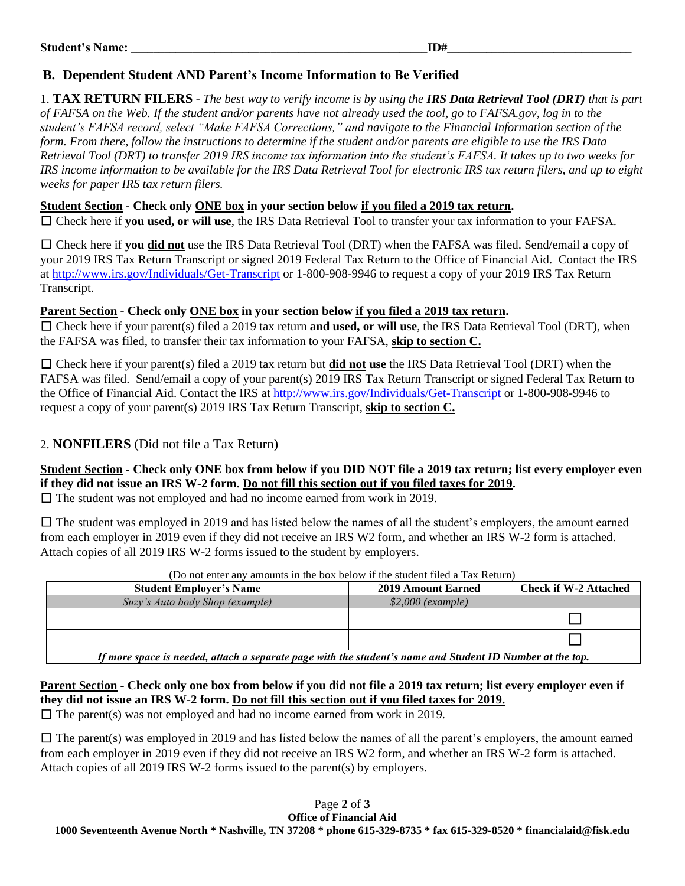**Student's Name: \_\_\_\_\_\_\_\_\_\_\_\_\_\_\_\_\_\_\_\_\_\_\_\_\_\_\_\_\_\_\_\_\_\_\_\_\_\_\_\_\_\_\_\_\_\_\_\_ ID#\_\_\_\_\_\_\_\_\_\_\_\_\_\_\_\_\_\_\_\_\_\_\_\_\_\_\_\_\_\_**

## B. Dependent Student AND Parent's Income Information to Be Verified

1. **TAX RETURN FILERS** - *The best way to verify income is by using the **IRS Data Retrieval Tool (DRT)** that is part of FAFSA on the Web. If the student and/or parents have not already used the tool, go to FAFSA.gov, log in to the student's FAFSA record, select "Make FAFSA Corrections," and navigate to the Financial Information section of the form. From there, follow the instructions to determine if the student and/or parents are eligible to use the IRS Data Retrieval Tool (DRT) to transfer 2019 IRS income tax information into the student's FAFSA. It takes up to two weeks for IRS income information to be available for the IRS Data Retrieval Tool for electronic IRS tax return filers, and up to eight weeks for paper IRS tax return filers.*

**Student Section - Check only ONE box in your section below if you filed a 2019 tax return.**

☐ Check here if **you used, or will use**, the IRS Data Retrieval Tool to transfer your tax information to your FAFSA.

☐ Check here if **you did not** use the IRS Data Retrieval Tool (DRT) when the FAFSA was filed. Send/email a copy of your 2019 IRS Tax Return Transcript or signed 2019 Federal Tax Return to the Office of Financial Aid. Contact the IRS at http://www.irs.gov/Individuals/Get-Transcript or 1-800-908-9946 to request a copy of your 2019 IRS Tax Return Transcript.

**Parent Section - Check only ONE box in your section below if you filed a 2019 tax return.**

☐ Check here if your parent(s) filed a 2019 tax return **and used, or will use**, the IRS Data Retrieval Tool (DRT), when the FAFSA was filed, to transfer their tax information to your FAFSA, **skip to section C.**

☐ Check here if your parent(s) filed a 2019 tax return but **did not use** the IRS Data Retrieval Tool (DRT) when the FAFSA was filed. Send/email a copy of your parent(s) 2019 IRS Tax Return Transcript or signed Federal Tax Return to the Office of Financial Aid. Contact the IRS at http://www.irs.gov/Individuals/Get-Transcript or 1-800-908-9946 to request a copy of your parent(s) 2019 IRS Tax Return Transcript, **skip to section C.**

2. **NONFILERS** (Did not file a Tax Return)

**Student Section - Check only ONE box from below if you DID NOT file a 2019 tax return; list every employer even if they did not issue an IRS W-2 form. Do not fill this section out if you filed taxes for 2019.**

☐ The student was not employed and had no income earned from work in 2019.

☐ The student was employed in 2019 and has listed below the names of all the student's employers, the amount earned from each employer in 2019 even if they did not receive an IRS W2 form, and whether an IRS W-2 form is attached. Attach copies of all 2019 IRS W-2 forms issued to the student by employers.

(Do not enter any amounts in the box below if the student filed a Tax Return)

| Student Employer's Name | 2019 Amount Earned | Check if W-2 Attached |
|---|---|---|
| *Suzy's Auto body Shop (example)* | *$2,000 (example)* | |
| | | ☐ |
| | | ☐ |

*If more space is needed, attach a separate page with the student's name and Student ID Number at the top.*

**Parent Section - Check only one box from below if you did not file a 2019 tax return; list every employer even if they did not issue an IRS W-2 form. Do not fill this section out if you filed taxes for 2019.**

☐ The parent(s) was not employed and had no income earned from work in 2019.

☐ The parent(s) was employed in 2019 and has listed below the names of all the parent's employers, the amount earned from each employer in 2019 even if they did not receive an IRS W2 form, and whether an IRS W-2 form is attached. Attach copies of all 2019 IRS W-2 forms issued to the parent(s) by employers.

**Office of Financial Aid**
**1000 Seventeenth Avenue North * Nashville, TN 37208 * phone 615-329-8735 * fax 615-329-8520 * financialaid@fisk.edu**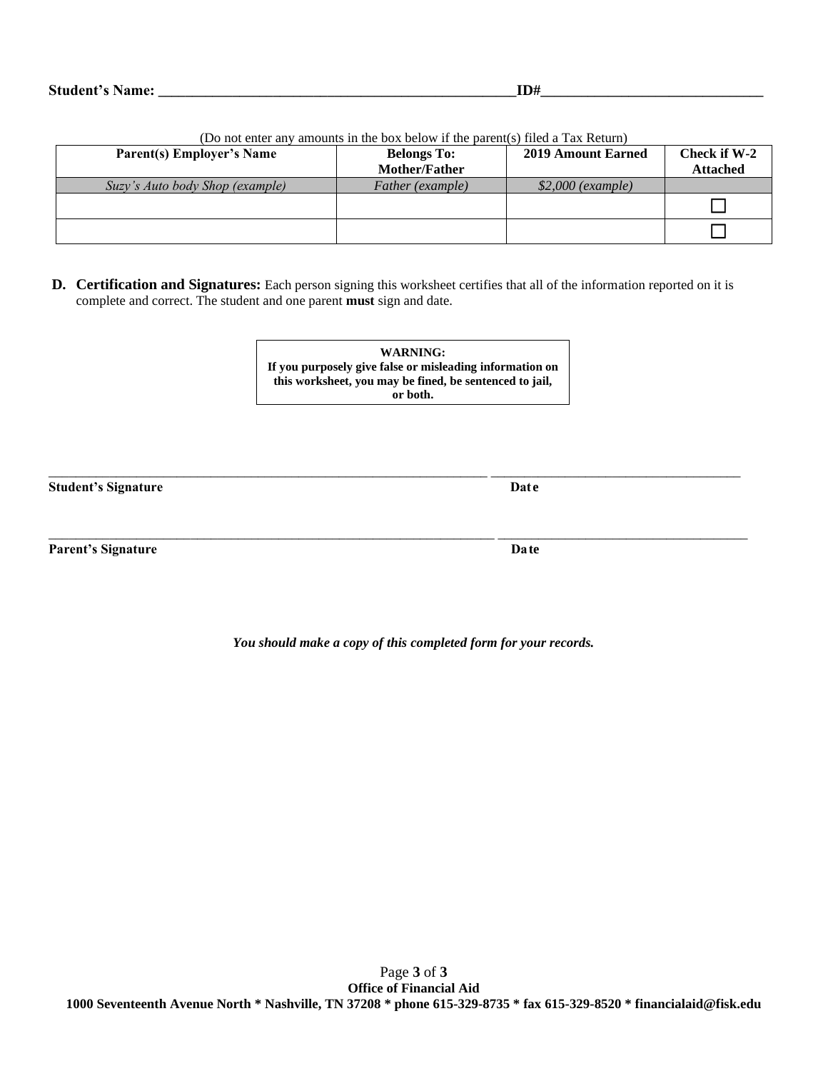**Student's Name:** ___________________________________________________ **ID#**______________________________

(Do not enter any amounts in the box below if the parent(s) filed a Tax Return)

| Parent(s) Employer's Name | Belongs To: Mother/Father | 2019 Amount Earned | Check if W-2 Attached |
|---|---|---|---|
| *Suzy's Auto body Shop (example)* | *Father (example)* | *$2,000 (example)* | |
| | | | ☐ |
| | | | ☐ |

**D. Certification and Signatures:** Each person signing this worksheet certifies that all of the information reported on it is complete and correct. The student and one parent **must** sign and date.

> **WARNING:**
> **If you purposely give false or misleading information on this worksheet, you may be fined, be sentenced to jail, or both.**

_________________________________________________________________ ____________________________________

**Student's Signature** **Date**

_________________________________________________________________ ____________________________________

**Parent's Signature** **Date**

***You should make a copy of this completed form for your records.***

**Office of Financial Aid**
**1000 Seventeenth Avenue North * Nashville, TN 37208 * phone 615-329-8735 * fax 615-329-8520 * financialaid@fisk.edu**